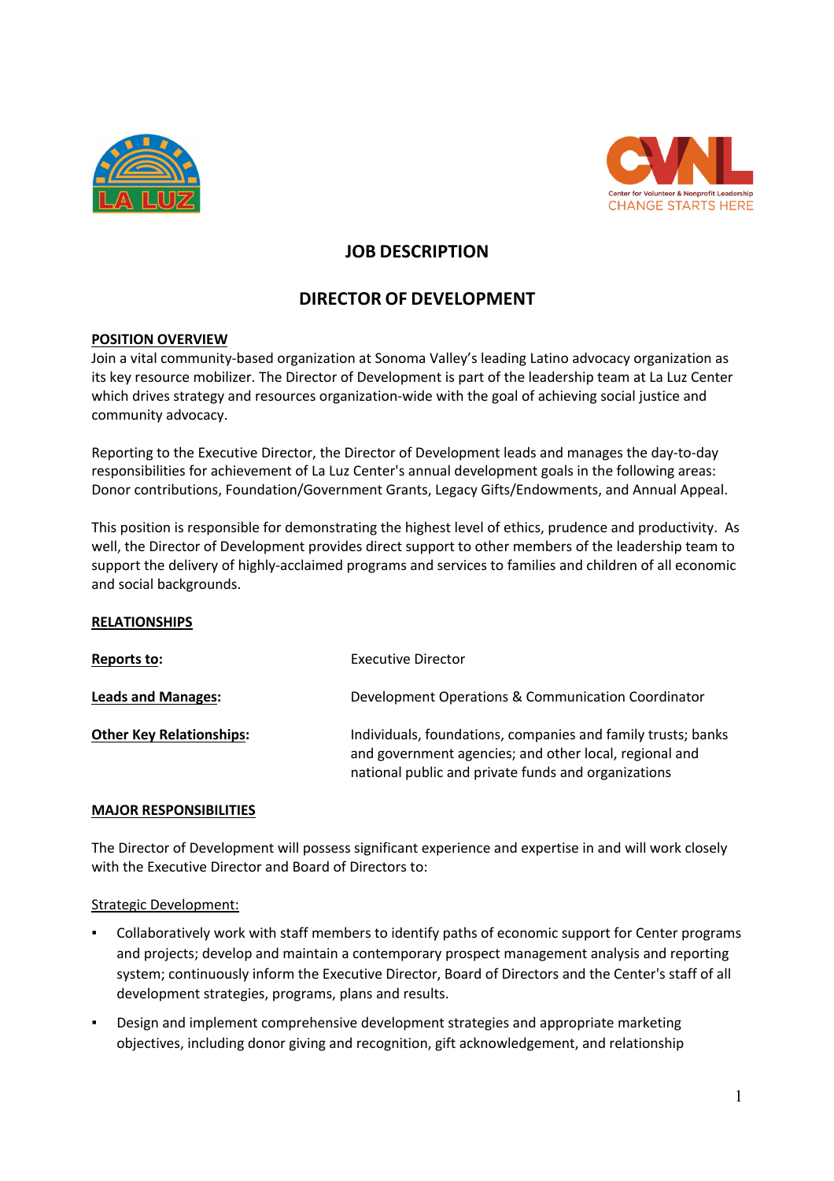# JOB DESCRIPTION

# DIRECTOR OF DEVELOPMENT

**POSITION OVERVIEW**

Join a vital community-based organization at Sonoma Valley's leading Latino advocacy organization as its key resource mobilizer. The Director of Development is part of the leadership team at La Luz Center which drives strategy and resources organization-wide with the goal of achieving social justice and community advocacy.

Reporting to the Executive Director, the Director of Development leads and manages the day-to-day responsibilities for achievement of La Luz Center's annual development goals in the following areas: Donor contributions, Foundation/Government Grants, Legacy Gifts/Endowments, and Annual Appeal.

This position is responsible for demonstrating the highest level of ethics, prudence and productivity. As well, the Director of Development provides direct support to other members of the leadership team to support the delivery of highly-acclaimed programs and services to families and children of all economic and social backgrounds.

**RELATIONSHIPS**

| | |
|---|---|
| **Reports to:** | Executive Director |
| **Leads and Manages:** | Development Operations & Communication Coordinator |
| **Other Key Relationships:** | Individuals, foundations, companies and family trusts; banks and government agencies; and other local, regional and national public and private funds and organizations |

**MAJOR RESPONSIBILITIES**

The Director of Development will possess significant experience and expertise in and will work closely with the Executive Director and Board of Directors to:

Strategic Development:

- Collaboratively work with staff members to identify paths of economic support for Center programs and projects; develop and maintain a contemporary prospect management analysis and reporting system; continuously inform the Executive Director, Board of Directors and the Center's staff of all development strategies, programs, plans and results.
- Design and implement comprehensive development strategies and appropriate marketing objectives, including donor giving and recognition, gift acknowledgement, and relationship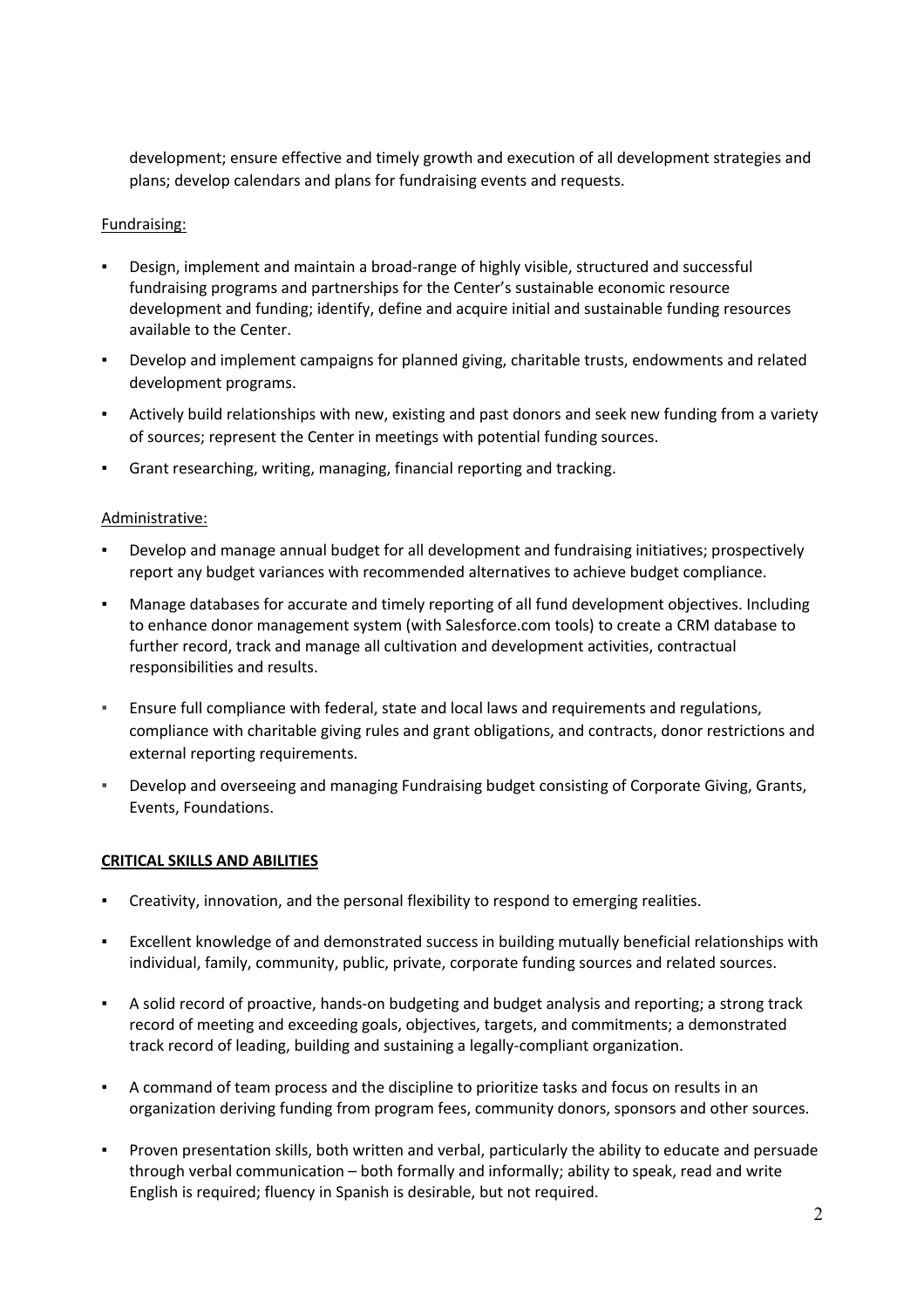development; ensure effective and timely growth and execution of all development strategies and plans; develop calendars and plans for fundraising events and requests.

Fundraising:

- Design, implement and maintain a broad-range of highly visible, structured and successful fundraising programs and partnerships for the Center's sustainable economic resource development and funding; identify, define and acquire initial and sustainable funding resources available to the Center.
- Develop and implement campaigns for planned giving, charitable trusts, endowments and related development programs.
- Actively build relationships with new, existing and past donors and seek new funding from a variety of sources; represent the Center in meetings with potential funding sources.
- Grant researching, writing, managing, financial reporting and tracking.

Administrative:

- Develop and manage annual budget for all development and fundraising initiatives; prospectively report any budget variances with recommended alternatives to achieve budget compliance.
- Manage databases for accurate and timely reporting of all fund development objectives. Including to enhance donor management system (with Salesforce.com tools) to create a CRM database to further record, track and manage all cultivation and development activities, contractual responsibilities and results.
- Ensure full compliance with federal, state and local laws and requirements and regulations, compliance with charitable giving rules and grant obligations, and contracts, donor restrictions and external reporting requirements.
- Develop and overseeing and managing Fundraising budget consisting of Corporate Giving, Grants, Events, Foundations.

**CRITICAL SKILLS AND ABILITIES**

- Creativity, innovation, and the personal flexibility to respond to emerging realities.
- Excellent knowledge of and demonstrated success in building mutually beneficial relationships with individual, family, community, public, private, corporate funding sources and related sources.
- A solid record of proactive, hands-on budgeting and budget analysis and reporting; a strong track record of meeting and exceeding goals, objectives, targets, and commitments; a demonstrated track record of leading, building and sustaining a legally-compliant organization.
- A command of team process and the discipline to prioritize tasks and focus on results in an organization deriving funding from program fees, community donors, sponsors and other sources.
- Proven presentation skills, both written and verbal, particularly the ability to educate and persuade through verbal communication – both formally and informally; ability to speak, read and write English is required; fluency in Spanish is desirable, but not required.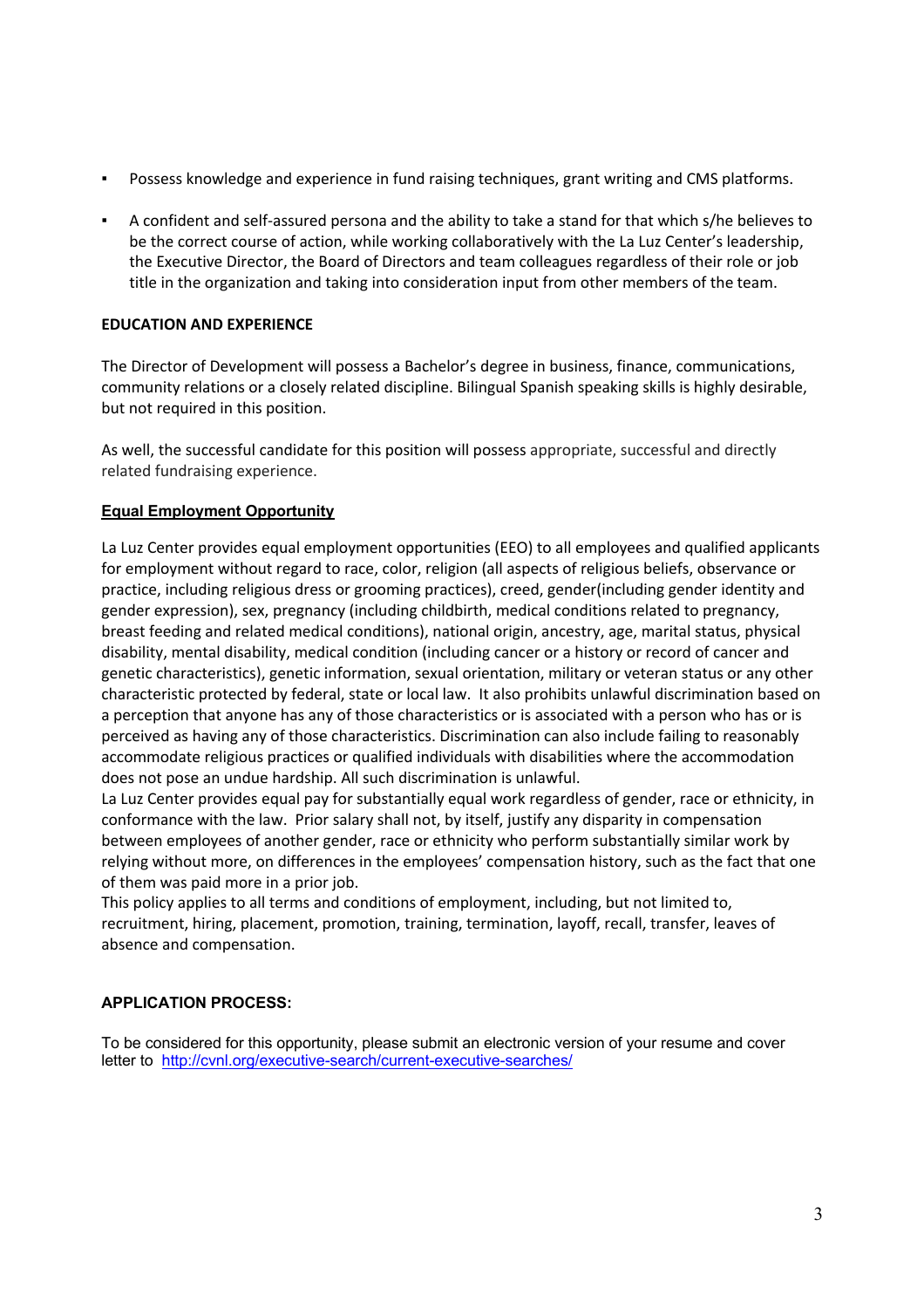- Possess knowledge and experience in fund raising techniques, grant writing and CMS platforms.
- A confident and self-assured persona and the ability to take a stand for that which s/he believes to be the correct course of action, while working collaboratively with the La Luz Center's leadership, the Executive Director, the Board of Directors and team colleagues regardless of their role or job title in the organization and taking into consideration input from other members of the team.

**EDUCATION AND EXPERIENCE**

The Director of Development will possess a Bachelor's degree in business, finance, communications, community relations or a closely related discipline. Bilingual Spanish speaking skills is highly desirable, but not required in this position.

As well, the successful candidate for this position will possess appropriate, successful and directly related fundraising experience.

**Equal Employment Opportunity**

La Luz Center provides equal employment opportunities (EEO) to all employees and qualified applicants for employment without regard to race, color, religion (all aspects of religious beliefs, observance or practice, including religious dress or grooming practices), creed, gender(including gender identity and gender expression), sex, pregnancy (including childbirth, medical conditions related to pregnancy, breast feeding and related medical conditions), national origin, ancestry, age, marital status, physical disability, mental disability, medical condition (including cancer or a history or record of cancer and genetic characteristics), genetic information, sexual orientation, military or veteran status or any other characteristic protected by federal, state or local law. It also prohibits unlawful discrimination based on a perception that anyone has any of those characteristics or is associated with a person who has or is perceived as having any of those characteristics. Discrimination can also include failing to reasonably accommodate religious practices or qualified individuals with disabilities where the accommodation does not pose an undue hardship. All such discrimination is unlawful.
La Luz Center provides equal pay for substantially equal work regardless of gender, race or ethnicity, in conformance with the law. Prior salary shall not, by itself, justify any disparity in compensation between employees of another gender, race or ethnicity who perform substantially similar work by relying without more, on differences in the employees' compensation history, such as the fact that one of them was paid more in a prior job.
This policy applies to all terms and conditions of employment, including, but not limited to, recruitment, hiring, placement, promotion, training, termination, layoff, recall, transfer, leaves of absence and compensation.

**APPLICATION PROCESS:**

To be considered for this opportunity, please submit an electronic version of your resume and cover letter to http://cvnl.org/executive-search/current-executive-searches/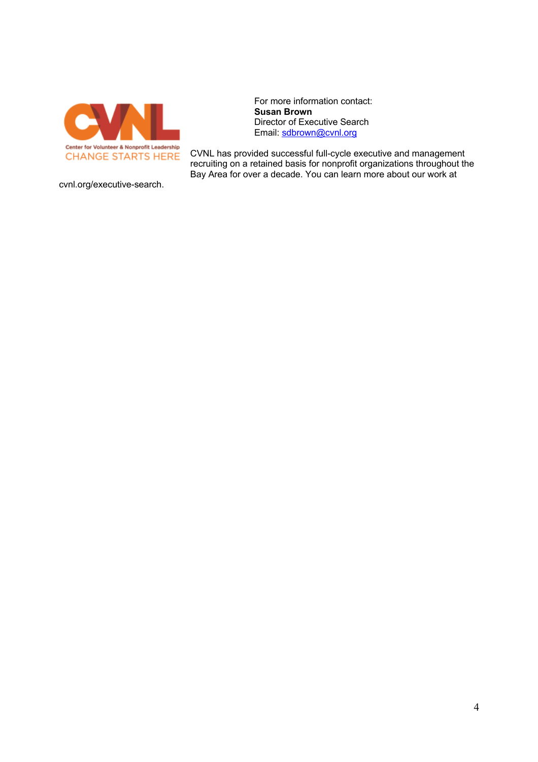For more information contact:
**Susan Brown**
Director of Executive Search
Email: [sdbrown@cvnl.org](mailto:sdbrown@cvnl.org)

CVNL has provided successful full-cycle executive and management recruiting on a retained basis for nonprofit organizations throughout the Bay Area for over a decade. You can learn more about our work at cvnl.org/executive-search.